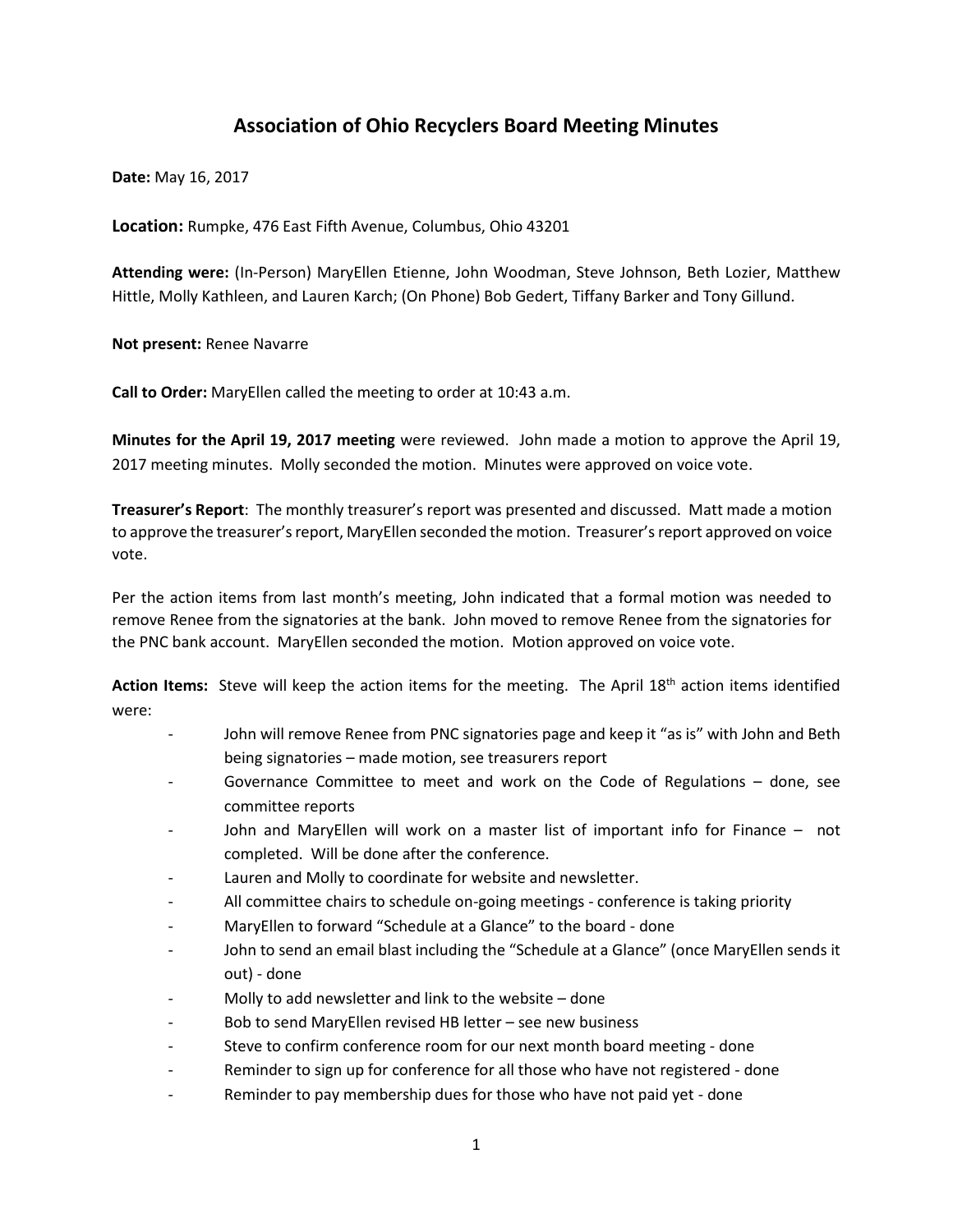# Association of Ohio Recyclers Board Meeting Minutes

**Date:** May 16, 2017

**Location:** Rumpke, 476 East Fifth Avenue, Columbus, Ohio 43201

**Attending were:** (In-Person) MaryEllen Etienne, John Woodman, Steve Johnson, Beth Lozier, Matthew Hittle, Molly Kathleen, and Lauren Karch; (On Phone) Bob Gedert, Tiffany Barker and Tony Gillund.

**Not present:** Renee Navarre

**Call to Order:** MaryEllen called the meeting to order at 10:43 a.m.

**Minutes for the April 19, 2017 meeting** were reviewed. John made a motion to approve the April 19, 2017 meeting minutes. Molly seconded the motion. Minutes were approved on voice vote.

**Treasurer's Report**: The monthly treasurer's report was presented and discussed. Matt made a motion to approve the treasurer's report, MaryEllen seconded the motion. Treasurer's report approved on voice vote.

Per the action items from last month's meeting, John indicated that a formal motion was needed to remove Renee from the signatories at the bank. John moved to remove Renee from the signatories for the PNC bank account. MaryEllen seconded the motion. Motion approved on voice vote.

**Action Items:** Steve will keep the action items for the meeting. The April 18th action items identified were:

- John will remove Renee from PNC signatories page and keep it "as is" with John and Beth being signatories – made motion, see treasurers report
- Governance Committee to meet and work on the Code of Regulations – done, see committee reports
- John and MaryEllen will work on a master list of important info for Finance – not completed. Will be done after the conference.
- Lauren and Molly to coordinate for website and newsletter.
- All committee chairs to schedule on-going meetings - conference is taking priority
- MaryEllen to forward "Schedule at a Glance" to the board - done
- John to send an email blast including the "Schedule at a Glance" (once MaryEllen sends it out) - done
- Molly to add newsletter and link to the website – done
- Bob to send MaryEllen revised HB letter – see new business
- Steve to confirm conference room for our next month board meeting - done
- Reminder to sign up for conference for all those who have not registered - done
- Reminder to pay membership dues for those who have not paid yet - done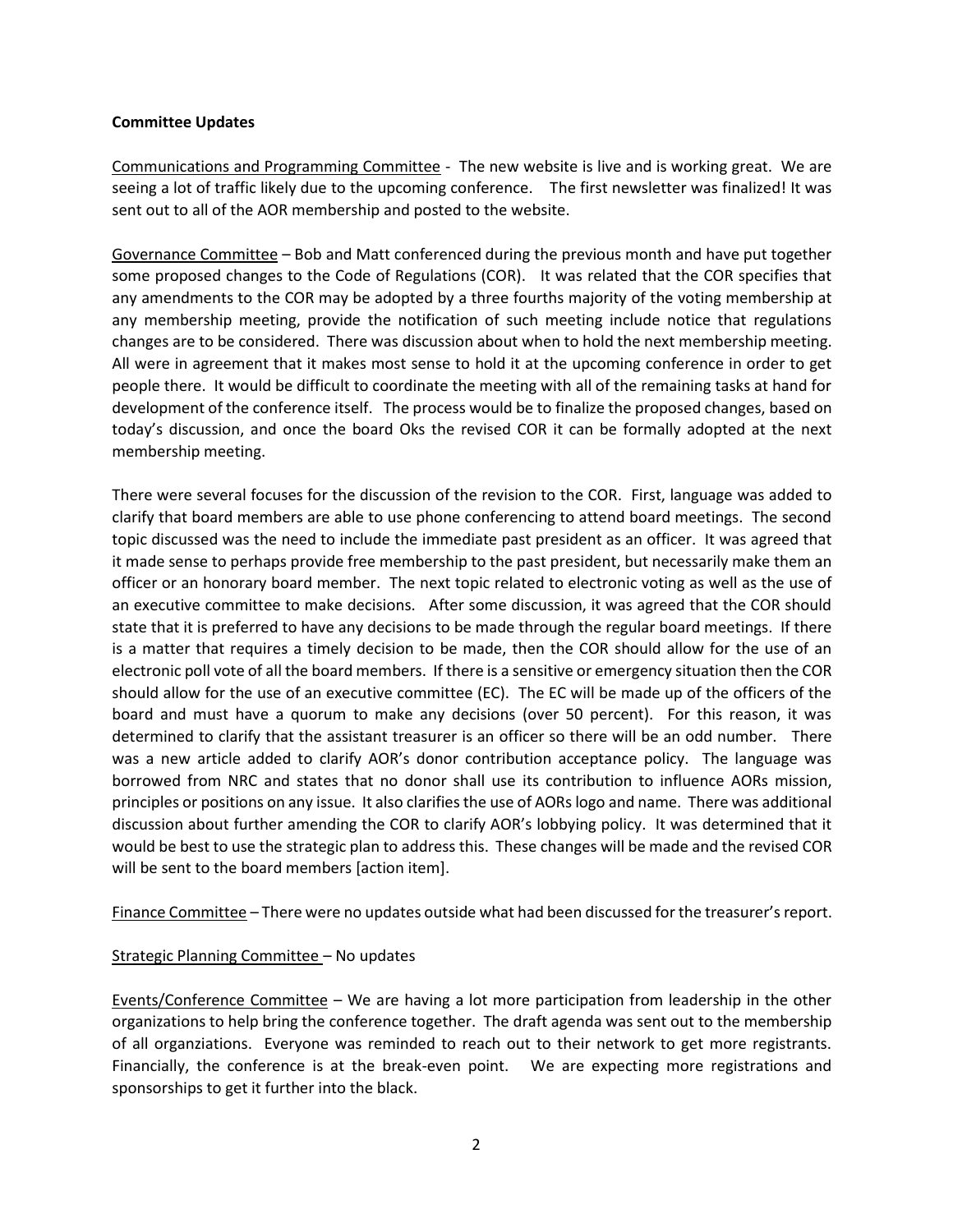**Committee Updates**

Communications and Programming Committee - The new website is live and is working great. We are seeing a lot of traffic likely due to the upcoming conference. The first newsletter was finalized! It was sent out to all of the AOR membership and posted to the website.

Governance Committee – Bob and Matt conferenced during the previous month and have put together some proposed changes to the Code of Regulations (COR). It was related that the COR specifies that any amendments to the COR may be adopted by a three fourths majority of the voting membership at any membership meeting, provide the notification of such meeting include notice that regulations changes are to be considered. There was discussion about when to hold the next membership meeting. All were in agreement that it makes most sense to hold it at the upcoming conference in order to get people there. It would be difficult to coordinate the meeting with all of the remaining tasks at hand for development of the conference itself. The process would be to finalize the proposed changes, based on today's discussion, and once the board Oks the revised COR it can be formally adopted at the next membership meeting.

There were several focuses for the discussion of the revision to the COR. First, language was added to clarify that board members are able to use phone conferencing to attend board meetings. The second topic discussed was the need to include the immediate past president as an officer. It was agreed that it made sense to perhaps provide free membership to the past president, but necessarily make them an officer or an honorary board member. The next topic related to electronic voting as well as the use of an executive committee to make decisions. After some discussion, it was agreed that the COR should state that it is preferred to have any decisions to be made through the regular board meetings. If there is a matter that requires a timely decision to be made, then the COR should allow for the use of an electronic poll vote of all the board members. If there is a sensitive or emergency situation then the COR should allow for the use of an executive committee (EC). The EC will be made up of the officers of the board and must have a quorum to make any decisions (over 50 percent). For this reason, it was determined to clarify that the assistant treasurer is an officer so there will be an odd number. There was a new article added to clarify AOR's donor contribution acceptance policy. The language was borrowed from NRC and states that no donor shall use its contribution to influence AORs mission, principles or positions on any issue. It also clarifies the use of AORs logo and name. There was additional discussion about further amending the COR to clarify AOR's lobbying policy. It was determined that it would be best to use the strategic plan to address this. These changes will be made and the revised COR will be sent to the board members [action item].

Finance Committee – There were no updates outside what had been discussed for the treasurer's report.

Strategic Planning Committee – No updates

Events/Conference Committee – We are having a lot more participation from leadership in the other organizations to help bring the conference together. The draft agenda was sent out to the membership of all organziations. Everyone was reminded to reach out to their network to get more registrants. Financially, the conference is at the break-even point. We are expecting more registrations and sponsorships to get it further into the black.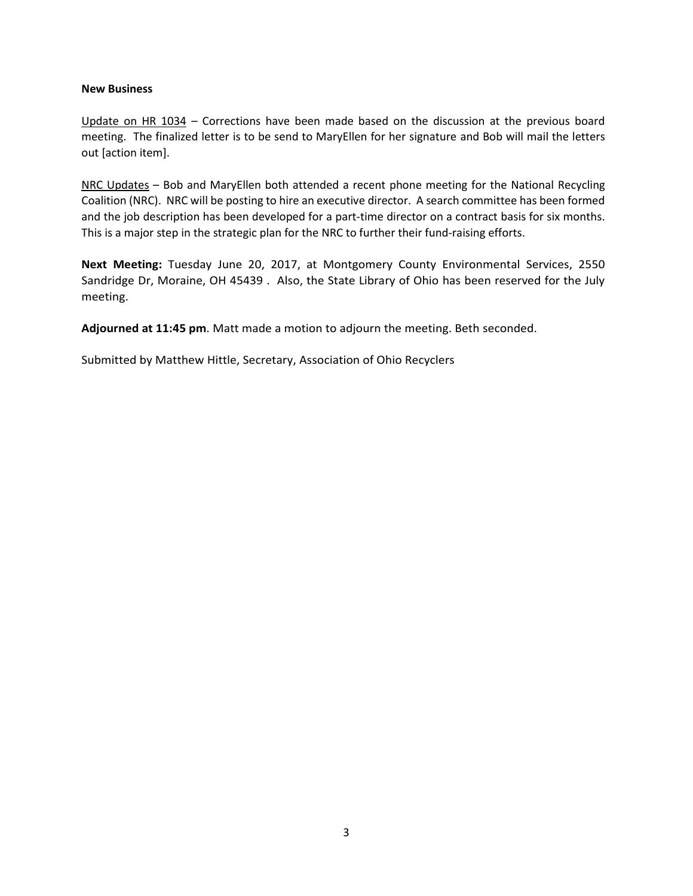**New Business**

Update on HR 1034 – Corrections have been made based on the discussion at the previous board meeting. The finalized letter is to be send to MaryEllen for her signature and Bob will mail the letters out [action item].

NRC Updates – Bob and MaryEllen both attended a recent phone meeting for the National Recycling Coalition (NRC). NRC will be posting to hire an executive director. A search committee has been formed and the job description has been developed for a part-time director on a contract basis for six months. This is a major step in the strategic plan for the NRC to further their fund-raising efforts.

**Next Meeting:** Tuesday June 20, 2017, at Montgomery County Environmental Services, 2550 Sandridge Dr, Moraine, OH 45439 . Also, the State Library of Ohio has been reserved for the July meeting.

**Adjourned at 11:45 pm**. Matt made a motion to adjourn the meeting. Beth seconded.

Submitted by Matthew Hittle, Secretary, Association of Ohio Recyclers